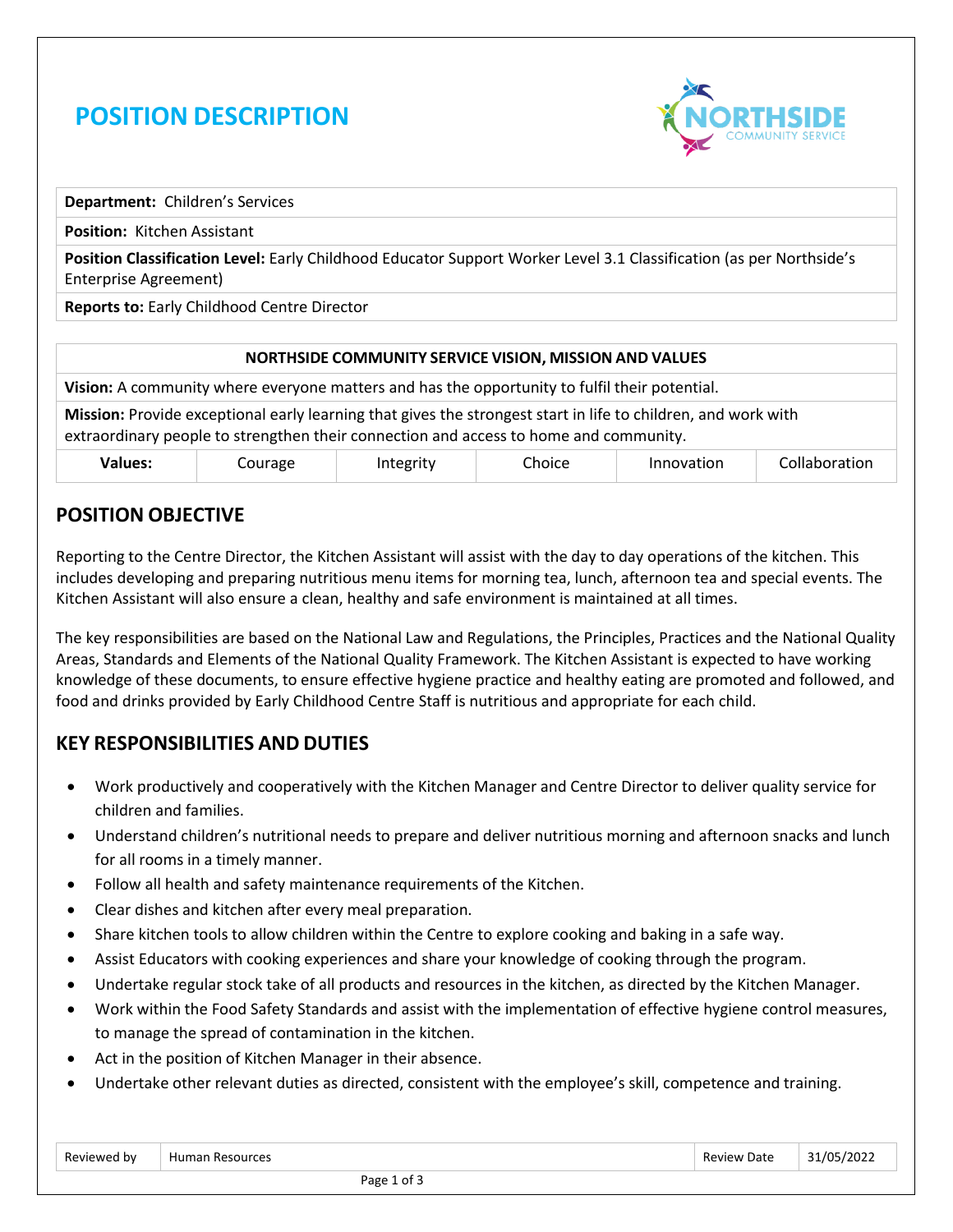# POSITION DESCRIPTION

| | |
|---|---|
| **Department:** Children's Services | |
| **Position:** Kitchen Assistant | |
| **Position Classification Level:** Early Childhood Educator Support Worker Level 3.1 Classification (as per Northside's Enterprise Agreement) | |
| **Reports to:** Early Childhood Centre Director | |

| **NORTHSIDE COMMUNITY SERVICE VISION, MISSION AND VALUES** | | | | | |
|---|---|---|---|---|---|
| **Vision:** A community where everyone matters and has the opportunity to fulfil their potential. | | | | | |
| **Mission:** Provide exceptional early learning that gives the strongest start in life to children, and work with extraordinary people to strengthen their connection and access to home and community. | | | | | |
| **Values:** | Courage | Integrity | Choice | Innovation | Collaboration |

## POSITION OBJECTIVE

Reporting to the Centre Director, the Kitchen Assistant will assist with the day to day operations of the kitchen. This includes developing and preparing nutritious menu items for morning tea, lunch, afternoon tea and special events. The Kitchen Assistant will also ensure a clean, healthy and safe environment is maintained at all times.

The key responsibilities are based on the National Law and Regulations, the Principles, Practices and the National Quality Areas, Standards and Elements of the National Quality Framework. The Kitchen Assistant is expected to have working knowledge of these documents, to ensure effective hygiene practice and healthy eating are promoted and followed, and food and drinks provided by Early Childhood Centre Staff is nutritious and appropriate for each child.

## KEY RESPONSIBILITIES AND DUTIES

- Work productively and cooperatively with the Kitchen Manager and Centre Director to deliver quality service for children and families.
- Understand children's nutritional needs to prepare and deliver nutritious morning and afternoon snacks and lunch for all rooms in a timely manner.
- Follow all health and safety maintenance requirements of the Kitchen.
- Clear dishes and kitchen after every meal preparation.
- Share kitchen tools to allow children within the Centre to explore cooking and baking in a safe way.
- Assist Educators with cooking experiences and share your knowledge of cooking through the program.
- Undertake regular stock take of all products and resources in the kitchen, as directed by the Kitchen Manager.
- Work within the Food Safety Standards and assist with the implementation of effective hygiene control measures, to manage the spread of contamination in the kitchen.
- Act in the position of Kitchen Manager in their absence.
- Undertake other relevant duties as directed, consistent with the employee's skill, competence and training.

| Reviewed by | Human Resources | Review Date | 31/05/2022 |
|---|---|---|---|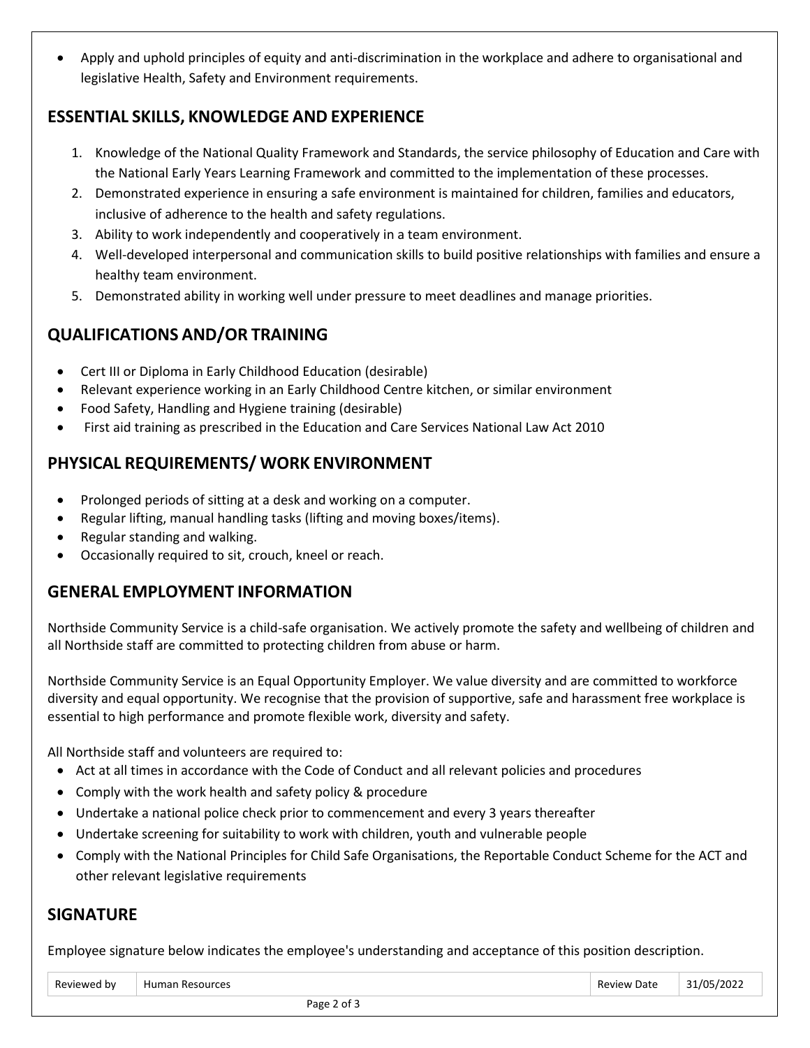- Apply and uphold principles of equity and anti-discrimination in the workplace and adhere to organisational and legislative Health, Safety and Environment requirements.

## ESSENTIAL SKILLS, KNOWLEDGE AND EXPERIENCE

1. Knowledge of the National Quality Framework and Standards, the service philosophy of Education and Care with the National Early Years Learning Framework and committed to the implementation of these processes.
2. Demonstrated experience in ensuring a safe environment is maintained for children, families and educators, inclusive of adherence to the health and safety regulations.
3. Ability to work independently and cooperatively in a team environment.
4. Well-developed interpersonal and communication skills to build positive relationships with families and ensure a healthy team environment.
5. Demonstrated ability in working well under pressure to meet deadlines and manage priorities.

## QUALIFICATIONS AND/OR TRAINING

- Cert III or Diploma in Early Childhood Education (desirable)
- Relevant experience working in an Early Childhood Centre kitchen, or similar environment
- Food Safety, Handling and Hygiene training (desirable)
- First aid training as prescribed in the Education and Care Services National Law Act 2010

## PHYSICAL REQUIREMENTS/ WORK ENVIRONMENT

- Prolonged periods of sitting at a desk and working on a computer.
- Regular lifting, manual handling tasks (lifting and moving boxes/items).
- Regular standing and walking.
- Occasionally required to sit, crouch, kneel or reach.

## GENERAL EMPLOYMENT INFORMATION

Northside Community Service is a child-safe organisation. We actively promote the safety and wellbeing of children and all Northside staff are committed to protecting children from abuse or harm.

Northside Community Service is an Equal Opportunity Employer. We value diversity and are committed to workforce diversity and equal opportunity. We recognise that the provision of supportive, safe and harassment free workplace is essential to high performance and promote flexible work, diversity and safety.

All Northside staff and volunteers are required to:

- Act at all times in accordance with the Code of Conduct and all relevant policies and procedures
- Comply with the work health and safety policy & procedure
- Undertake a national police check prior to commencement and every 3 years thereafter
- Undertake screening for suitability to work with children, youth and vulnerable people
- Comply with the National Principles for Child Safe Organisations, the Reportable Conduct Scheme for the ACT and other relevant legislative requirements

## SIGNATURE

Employee signature below indicates the employee's understanding and acceptance of this position description.

| Reviewed by | Human Resources | Review Date | 31/05/2022 |
| --- | --- | --- | --- |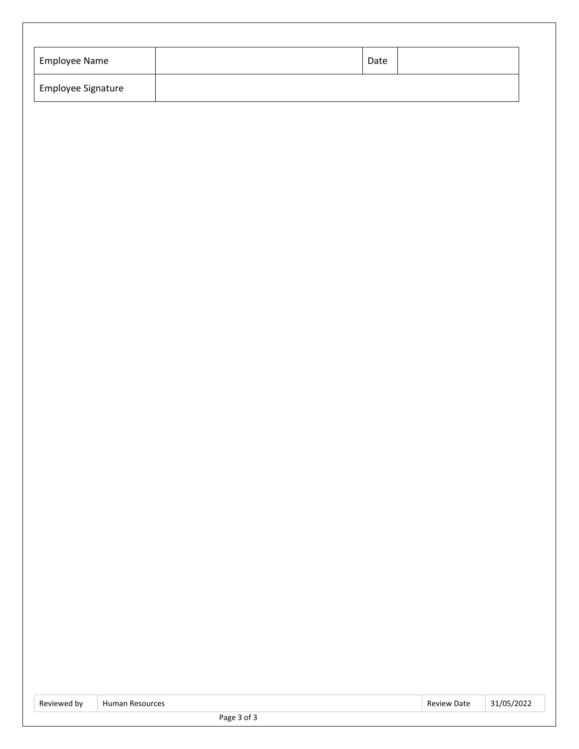| | | | |
|---|---|---|---|
| Employee Name | | Date | |
| Employee Signature | | | |